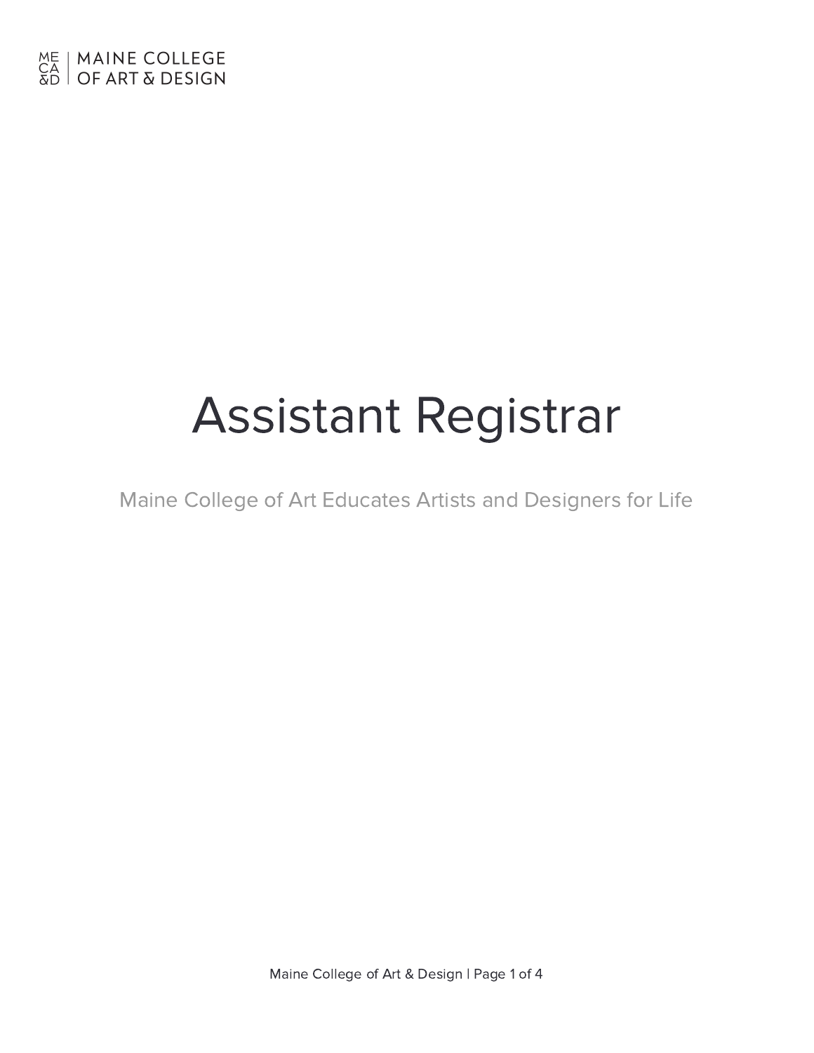MAINE COLLEGE OF ART & DESIGN

# Assistant Registrar

Maine College of Art Educates Artists and Designers for Life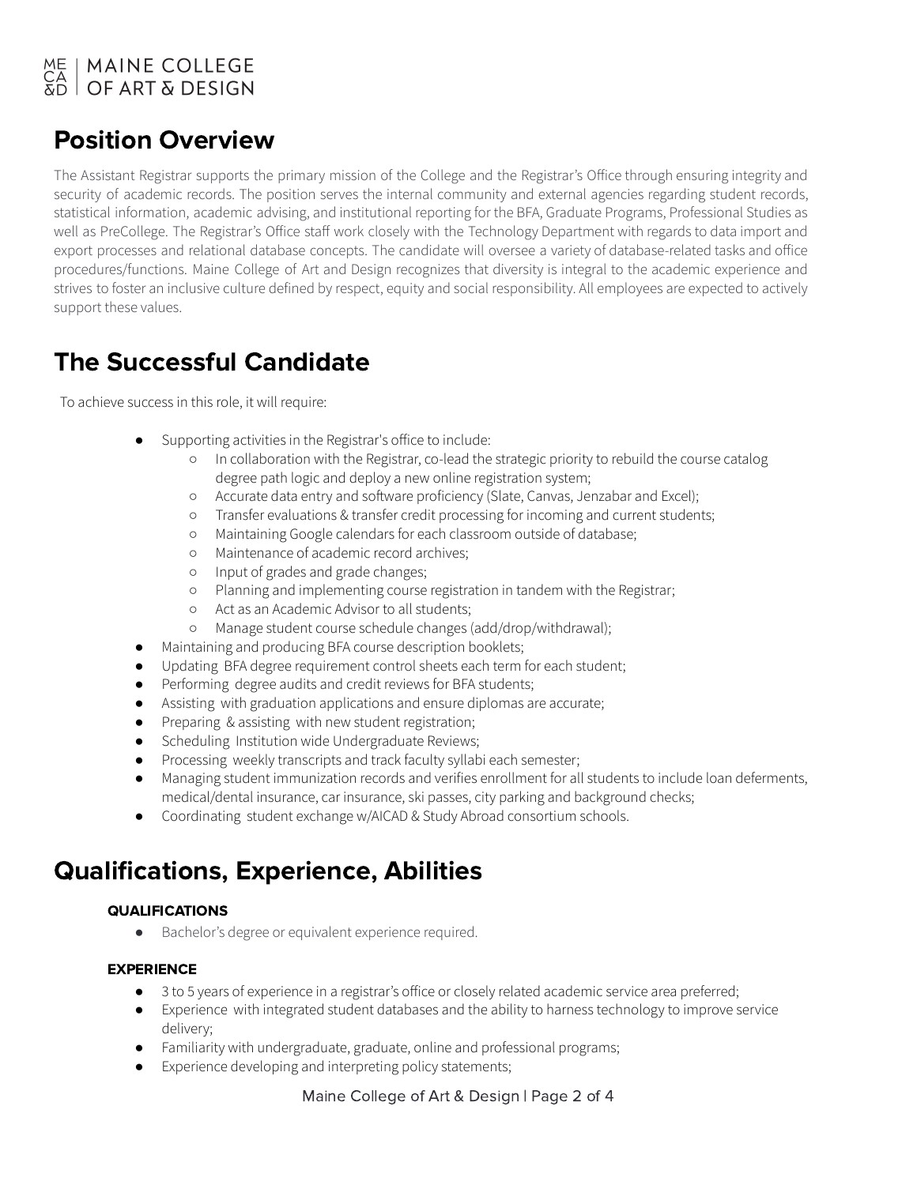## Position Overview

The Assistant Registrar supports the primary mission of the College and the Registrar's Office through ensuring integrity and security of academic records. The position serves the internal community and external agencies regarding student records, statistical information, academic advising, and institutional reporting for the BFA, Graduate Programs, Professional Studies as well as PreCollege. The Registrar's Office staff work closely with the Technology Department with regards to data import and export processes and relational database concepts. The candidate will oversee a variety of database-related tasks and office procedures/functions. Maine College of Art and Design recognizes that diversity is integral to the academic experience and strives to foster an inclusive culture defined by respect, equity and social responsibility. All employees are expected to actively support these values.

## The Successful Candidate

To achieve success in this role, it will require:

- Supporting activities in the Registrar's office to include:
    - In collaboration with the Registrar, co-lead the strategic priority to rebuild the course catalog degree path logic and deploy a new online registration system;
    - Accurate data entry and software proficiency (Slate, Canvas, Jenzabar and Excel);
    - Transfer evaluations & transfer credit processing for incoming and current students;
    - Maintaining Google calendars for each classroom outside of database;
    - Maintenance of academic record archives;
    - Input of grades and grade changes;
    - Planning and implementing course registration in tandem with the Registrar;
    - Act as an Academic Advisor to all students;
    - Manage student course schedule changes (add/drop/withdrawal);
- Maintaining and producing BFA course description booklets;
- Updating BFA degree requirement control sheets each term for each student;
- Performing degree audits and credit reviews for BFA students;
- Assisting with graduation applications and ensure diplomas are accurate;
- Preparing & assisting with new student registration;
- Scheduling Institution wide Undergraduate Reviews;
- Processing weekly transcripts and track faculty syllabi each semester;
- Managing student immunization records and verifies enrollment for all students to include loan deferments, medical/dental insurance, car insurance, ski passes, city parking and background checks;
- Coordinating student exchange w/AICAD & Study Abroad consortium schools.

## Qualifications, Experience, Abilities

### QUALIFICATIONS

- Bachelor's degree or equivalent experience required.

### EXPERIENCE

- 3 to 5 years of experience in a registrar's office or closely related academic service area preferred;
- Experience with integrated student databases and the ability to harness technology to improve service delivery;
- Familiarity with undergraduate, graduate, online and professional programs;
- Experience developing and interpreting policy statements;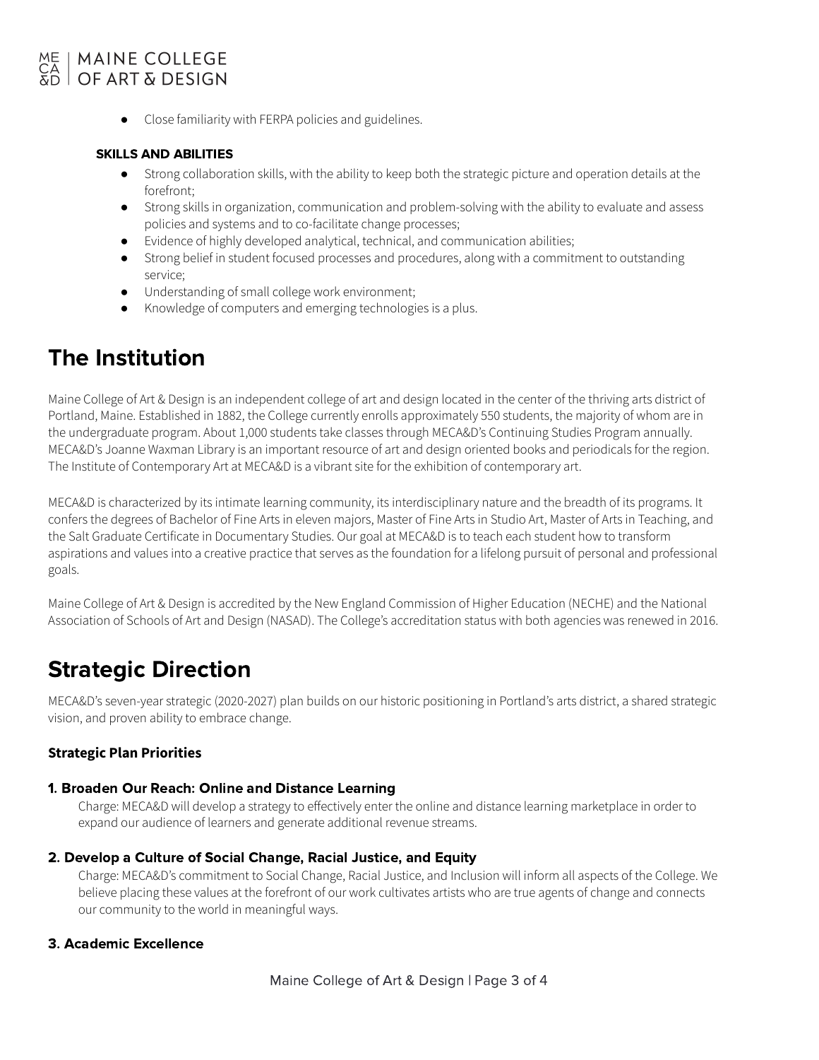- Close familiarity with FERPA policies and guidelines.

**SKILLS AND ABILITIES**

- Strong collaboration skills, with the ability to keep both the strategic picture and operation details at the forefront;
- Strong skills in organization, communication and problem-solving with the ability to evaluate and assess policies and systems and to co-facilitate change processes;
- Evidence of highly developed analytical, technical, and communication abilities;
- Strong belief in student focused processes and procedures, along with a commitment to outstanding service;
- Understanding of small college work environment;
- Knowledge of computers and emerging technologies is a plus.

# The Institution

Maine College of Art & Design is an independent college of art and design located in the center of the thriving arts district of Portland, Maine. Established in 1882, the College currently enrolls approximately 550 students, the majority of whom are in the undergraduate program. About 1,000 students take classes through MECA&D's Continuing Studies Program annually. MECA&D's Joanne Waxman Library is an important resource of art and design oriented books and periodicals for the region. The Institute of Contemporary Art at MECA&D is a vibrant site for the exhibition of contemporary art.

MECA&D is characterized by its intimate learning community, its interdisciplinary nature and the breadth of its programs. It confers the degrees of Bachelor of Fine Arts in eleven majors, Master of Fine Arts in Studio Art, Master of Arts in Teaching, and the Salt Graduate Certificate in Documentary Studies. Our goal at MECA&D is to teach each student how to transform aspirations and values into a creative practice that serves as the foundation for a lifelong pursuit of personal and professional goals.

Maine College of Art & Design is accredited by the New England Commission of Higher Education (NECHE) and the National Association of Schools of Art and Design (NASAD). The College's accreditation status with both agencies was renewed in 2016.

# Strategic Direction

MECA&D's seven-year strategic (2020-2027) plan builds on our historic positioning in Portland's arts district, a shared strategic vision, and proven ability to embrace change.

### Strategic Plan Priorities

#### 1. Broaden Our Reach: Online and Distance Learning

Charge: MECA&D will develop a strategy to effectively enter the online and distance learning marketplace in order to expand our audience of learners and generate additional revenue streams.

#### 2. Develop a Culture of Social Change, Racial Justice, and Equity

Charge: MECA&D's commitment to Social Change, Racial Justice, and Inclusion will inform all aspects of the College. We believe placing these values at the forefront of our work cultivates artists who are true agents of change and connects our community to the world in meaningful ways.

#### 3. Academic Excellence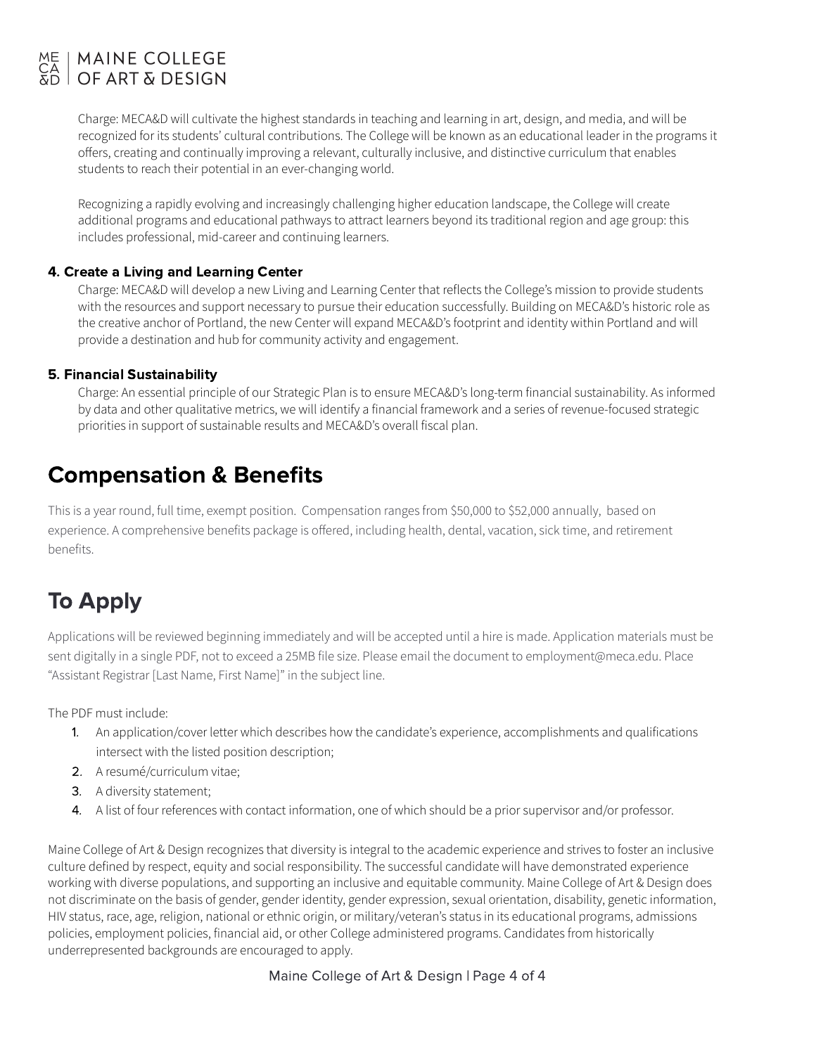Charge: MECA&D will cultivate the highest standards in teaching and learning in art, design, and media, and will be recognized for its students' cultural contributions. The College will be known as an educational leader in the programs it offers, creating and continually improving a relevant, culturally inclusive, and distinctive curriculum that enables students to reach their potential in an ever-changing world.

Recognizing a rapidly evolving and increasingly challenging higher education landscape, the College will create additional programs and educational pathways to attract learners beyond its traditional region and age group: this includes professional, mid-career and continuing learners.

#### 4. Create a Living and Learning Center

Charge: MECA&D will develop a new Living and Learning Center that reflects the College's mission to provide students with the resources and support necessary to pursue their education successfully. Building on MECA&D's historic role as the creative anchor of Portland, the new Center will expand MECA&D's footprint and identity within Portland and will provide a destination and hub for community activity and engagement.

#### 5. Financial Sustainability

Charge: An essential principle of our Strategic Plan is to ensure MECA&D's long-term financial sustainability. As informed by data and other qualitative metrics, we will identify a financial framework and a series of revenue-focused strategic priorities in support of sustainable results and MECA&D's overall fiscal plan.

## Compensation & Benefits

This is a year round, full time, exempt position. Compensation ranges from $50,000 to $52,000 annually, based on experience. A comprehensive benefits package is offered, including health, dental, vacation, sick time, and retirement benefits.

## To Apply

Applications will be reviewed beginning immediately and will be accepted until a hire is made. Application materials must be sent digitally in a single PDF, not to exceed a 25MB file size. Please email the document to employment@meca.edu. Place "Assistant Registrar [Last Name, First Name]" in the subject line.

The PDF must include:

1. An application/cover letter which describes how the candidate's experience, accomplishments and qualifications intersect with the listed position description;
2. A resumé/curriculum vitae;
3. A diversity statement;
4. A list of four references with contact information, one of which should be a prior supervisor and/or professor.

Maine College of Art & Design recognizes that diversity is integral to the academic experience and strives to foster an inclusive culture defined by respect, equity and social responsibility. The successful candidate will have demonstrated experience working with diverse populations, and supporting an inclusive and equitable community. Maine College of Art & Design does not discriminate on the basis of gender, gender identity, gender expression, sexual orientation, disability, genetic information, HIV status, race, age, religion, national or ethnic origin, or military/veteran's status in its educational programs, admissions policies, employment policies, financial aid, or other College administered programs. Candidates from historically underrepresented backgrounds are encouraged to apply.